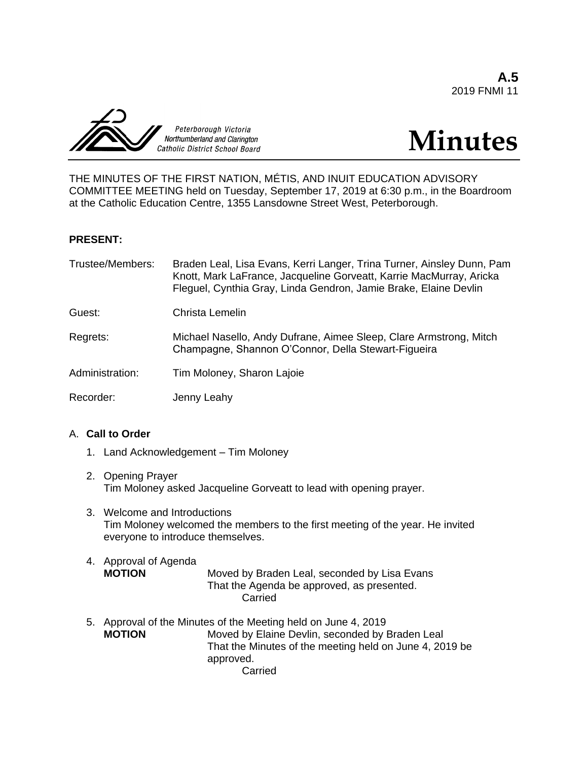**A.5**
2019 FNMI 11

Peterborough Victoria Northumberland and Clarington Catholic District School Board

# Minutes

THE MINUTES OF THE FIRST NATION, MÉTIS, AND INUIT EDUCATION ADVISORY COMMITTEE MEETING held on Tuesday, September 17, 2019 at 6:30 p.m., in the Boardroom at the Catholic Education Centre, 1355 Lansdowne Street West, Peterborough.

**PRESENT:**

| | |
|---|---|
| Trustee/Members: | Braden Leal, Lisa Evans, Kerri Langer, Trina Turner, Ainsley Dunn, Pam Knott, Mark LaFrance, Jacqueline Gorveatt, Karrie MacMurray, Aricka Fleguel, Cynthia Gray, Linda Gendron, Jamie Brake, Elaine Devlin |
| Guest: | Christa Lemelin |
| Regrets: | Michael Nasello, Andy Dufrane, Aimee Sleep, Clare Armstrong, Mitch Champagne, Shannon O'Connor, Della Stewart-Figueira |
| Administration: | Tim Moloney, Sharon Lajoie |
| Recorder: | Jenny Leahy |

A. **Call to Order**

1. Land Acknowledgement – Tim Moloney

2. Opening Prayer
   Tim Moloney asked Jacqueline Gorveatt to lead with opening prayer.

3. Welcome and Introductions
   Tim Moloney welcomed the members to the first meeting of the year. He invited everyone to introduce themselves.

4. Approval of Agenda
   **MOTION** Moved by Braden Leal, seconded by Lisa Evans
   That the Agenda be approved, as presented.
   Carried

5. Approval of the Minutes of the Meeting held on June 4, 2019
   **MOTION** Moved by Elaine Devlin, seconded by Braden Leal
   That the Minutes of the meeting held on June 4, 2019 be approved.
   Carried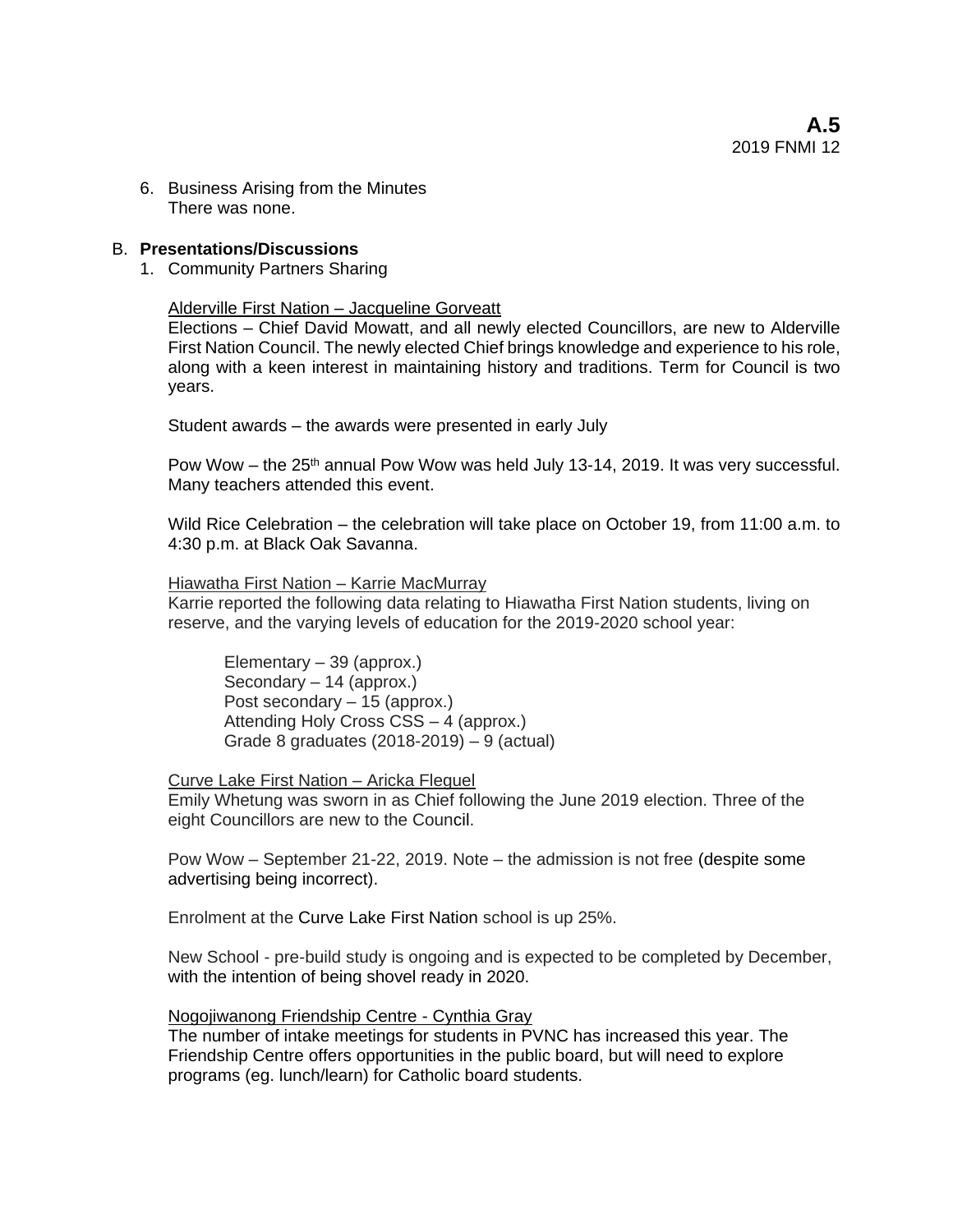6. Business Arising from the Minutes
   There was none.

B. **Presentations/Discussions**

1. Community Partners Sharing

   Alderville First Nation – Jacqueline Gorveatt
   Elections – Chief David Mowatt, and all newly elected Councillors, are new to Alderville First Nation Council. The newly elected Chief brings knowledge and experience to his role, along with a keen interest in maintaining history and traditions. Term for Council is two years.

   Student awards – the awards were presented in early July

   Pow Wow – the 25th annual Pow Wow was held July 13-14, 2019. It was very successful. Many teachers attended this event.

   Wild Rice Celebration – the celebration will take place on October 19, from 11:00 a.m. to 4:30 p.m. at Black Oak Savanna.

   Hiawatha First Nation – Karrie MacMurray
   Karrie reported the following data relating to Hiawatha First Nation students, living on reserve, and the varying levels of education for the 2019-2020 school year:

   Elementary – 39 (approx.)
   Secondary – 14 (approx.)
   Post secondary – 15 (approx.)
   Attending Holy Cross CSS – 4 (approx.)
   Grade 8 graduates (2018-2019) – 9 (actual)

   Curve Lake First Nation – Aricka Flequel
   Emily Whetung was sworn in as Chief following the June 2019 election. Three of the eight Councillors are new to the Council.

   Pow Wow – September 21-22, 2019. Note – the admission is not free (despite some advertising being incorrect).

   Enrolment at the Curve Lake First Nation school is up 25%.

   New School - pre-build study is ongoing and is expected to be completed by December, with the intention of being shovel ready in 2020.

   Nogojiwanong Friendship Centre - Cynthia Gray
   The number of intake meetings for students in PVNC has increased this year. The Friendship Centre offers opportunities in the public board, but will need to explore programs (eg. lunch/learn) for Catholic board students.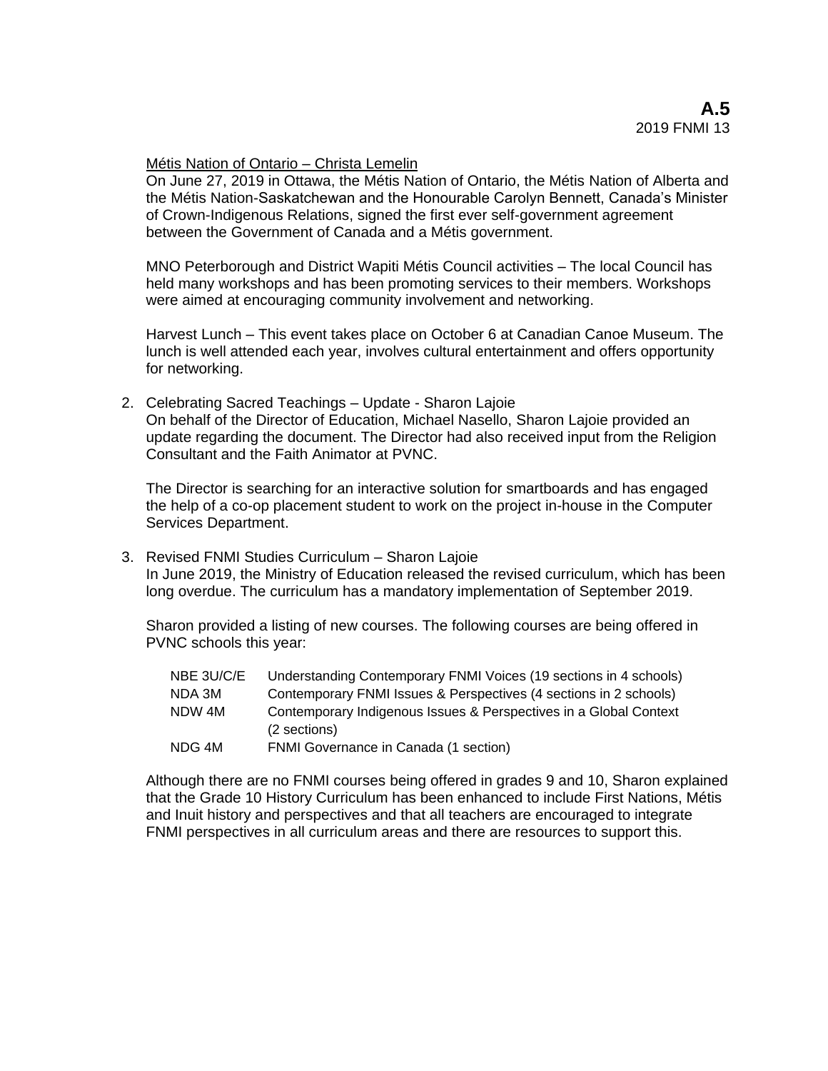Métis Nation of Ontario – Christa Lemelin

On June 27, 2019 in Ottawa, the Métis Nation of Ontario, the Métis Nation of Alberta and the Métis Nation-Saskatchewan and the Honourable Carolyn Bennett, Canada's Minister of Crown-Indigenous Relations, signed the first ever self-government agreement between the Government of Canada and a Métis government.

MNO Peterborough and District Wapiti Métis Council activities – The local Council has held many workshops and has been promoting services to their members. Workshops were aimed at encouraging community involvement and networking.

Harvest Lunch – This event takes place on October 6 at Canadian Canoe Museum. The lunch is well attended each year, involves cultural entertainment and offers opportunity for networking.

2. Celebrating Sacred Teachings – Update - Sharon Lajoie
   On behalf of the Director of Education, Michael Nasello, Sharon Lajoie provided an update regarding the document. The Director had also received input from the Religion Consultant and the Faith Animator at PVNC.

   The Director is searching for an interactive solution for smartboards and has engaged the help of a co-op placement student to work on the project in-house in the Computer Services Department.

3. Revised FNMI Studies Curriculum – Sharon Lajoie
   In June 2019, the Ministry of Education released the revised curriculum, which has been long overdue. The curriculum has a mandatory implementation of September 2019.

   Sharon provided a listing of new courses. The following courses are being offered in PVNC schools this year:

| | |
|---|---|
| NBE 3U/C/E | Understanding Contemporary FNMI Voices (19 sections in 4 schools) |
| NDA 3M | Contemporary FNMI Issues & Perspectives (4 sections in 2 schools) |
| NDW 4M | Contemporary Indigenous Issues & Perspectives in a Global Context (2 sections) |
| NDG 4M | FNMI Governance in Canada (1 section) |

   Although there are no FNMI courses being offered in grades 9 and 10, Sharon explained that the Grade 10 History Curriculum has been enhanced to include First Nations, Métis and Inuit history and perspectives and that all teachers are encouraged to integrate FNMI perspectives in all curriculum areas and there are resources to support this.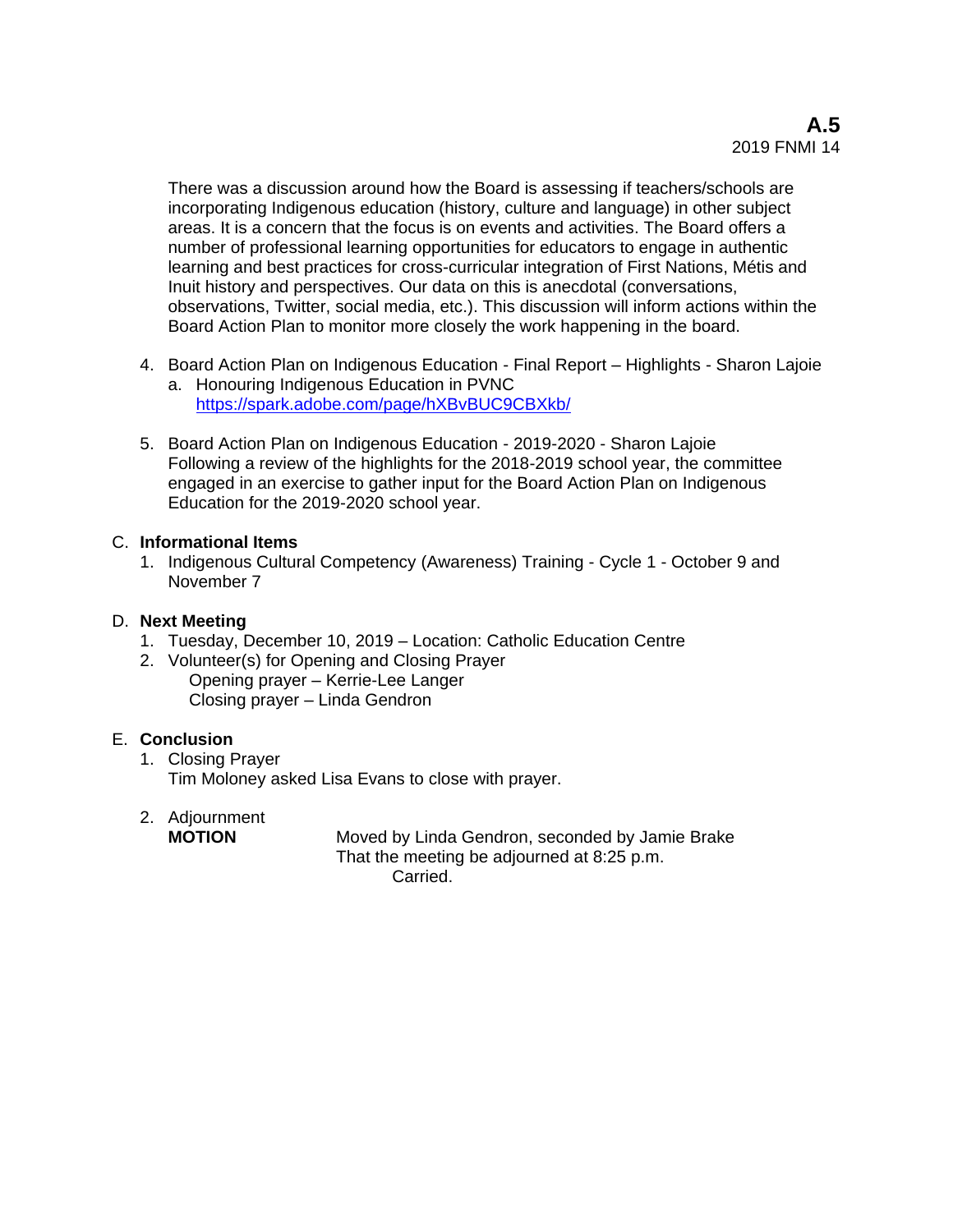There was a discussion around how the Board is assessing if teachers/schools are incorporating Indigenous education (history, culture and language) in other subject areas. It is a concern that the focus is on events and activities. The Board offers a number of professional learning opportunities for educators to engage in authentic learning and best practices for cross-curricular integration of First Nations, Métis and Inuit history and perspectives. Our data on this is anecdotal (conversations, observations, Twitter, social media, etc.). This discussion will inform actions within the Board Action Plan to monitor more closely the work happening in the board.

4. Board Action Plan on Indigenous Education - Final Report – Highlights - Sharon Lajoie
   a. Honouring Indigenous Education in PVNC
      https://spark.adobe.com/page/hXBvBUC9CBXkb/

5. Board Action Plan on Indigenous Education - 2019-2020 - Sharon Lajoie
   Following a review of the highlights for the 2018-2019 school year, the committee engaged in an exercise to gather input for the Board Action Plan on Indigenous Education for the 2019-2020 school year.

C. **Informational Items**

1. Indigenous Cultural Competency (Awareness) Training - Cycle 1 - October 9 and November 7

D. **Next Meeting**

1. Tuesday, December 10, 2019 – Location: Catholic Education Centre
2. Volunteer(s) for Opening and Closing Prayer
   Opening prayer – Kerrie-Lee Langer
   Closing prayer – Linda Gendron

E. **Conclusion**

1. Closing Prayer
   Tim Moloney asked Lisa Evans to close with prayer.

2. Adjournment
   **MOTION** Moved by Linda Gendron, seconded by Jamie Brake
   That the meeting be adjourned at 8:25 p.m.
   Carried.